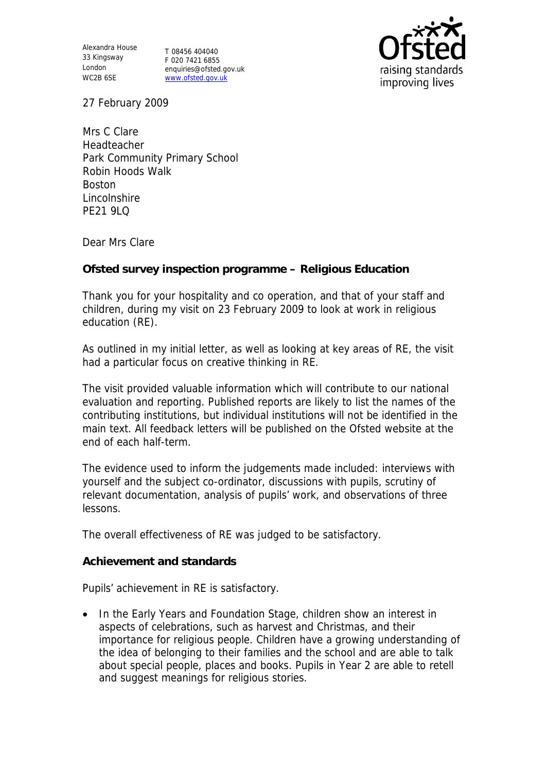Alexandra House
33 Kingsway
London
WC2B 6SE

T 08456 404040
F 020 7421 6855
enquiries@ofsted.gov.uk
www.ofsted.gov.uk

27 February 2009

Mrs C Clare
Headteacher
Park Community Primary School
Robin Hoods Walk
Boston
Lincolnshire
PE21 9LQ

Dear Mrs Clare

**Ofsted survey inspection programme – Religious Education**

Thank you for your hospitality and co operation, and that of your staff and children, during my visit on 23 February 2009 to look at work in religious education (RE).

As outlined in my initial letter, as well as looking at key areas of RE, the visit had a particular focus on creative thinking in RE.

The visit provided valuable information which will contribute to our national evaluation and reporting. Published reports are likely to list the names of the contributing institutions, but individual institutions will not be identified in the main text. All feedback letters will be published on the Ofsted website at the end of each half-term.

The evidence used to inform the judgements made included: interviews with yourself and the subject co-ordinator, discussions with pupils, scrutiny of relevant documentation, analysis of pupils' work, and observations of three lessons.

The overall effectiveness of RE was judged to be satisfactory.

**Achievement and standards**

Pupils' achievement in RE is satisfactory.

- In the Early Years and Foundation Stage, children show an interest in aspects of celebrations, such as harvest and Christmas, and their importance for religious people. Children have a growing understanding of the idea of belonging to their families and the school and are able to talk about special people, places and books. Pupils in Year 2 are able to retell and suggest meanings for religious stories.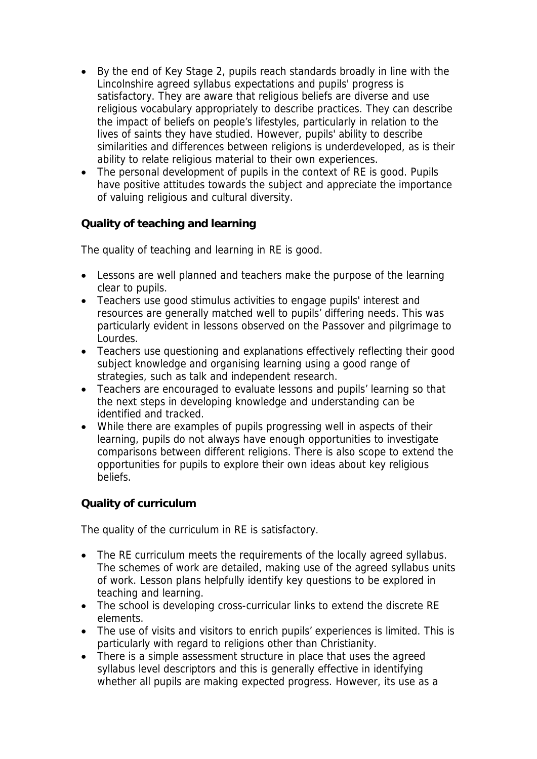- By the end of Key Stage 2, pupils reach standards broadly in line with the Lincolnshire agreed syllabus expectations and pupils' progress is satisfactory. They are aware that religious beliefs are diverse and use religious vocabulary appropriately to describe practices. They can describe the impact of beliefs on people's lifestyles, particularly in relation to the lives of saints they have studied. However, pupils' ability to describe similarities and differences between religions is underdeveloped, as is their ability to relate religious material to their own experiences.
- The personal development of pupils in the context of RE is good. Pupils have positive attitudes towards the subject and appreciate the importance of valuing religious and cultural diversity.

**Quality of teaching and learning**

The quality of teaching and learning in RE is good.

- Lessons are well planned and teachers make the purpose of the learning clear to pupils.
- Teachers use good stimulus activities to engage pupils' interest and resources are generally matched well to pupils' differing needs. This was particularly evident in lessons observed on the Passover and pilgrimage to Lourdes.
- Teachers use questioning and explanations effectively reflecting their good subject knowledge and organising learning using a good range of strategies, such as talk and independent research.
- Teachers are encouraged to evaluate lessons and pupils' learning so that the next steps in developing knowledge and understanding can be identified and tracked.
- While there are examples of pupils progressing well in aspects of their learning, pupils do not always have enough opportunities to investigate comparisons between different religions. There is also scope to extend the opportunities for pupils to explore their own ideas about key religious beliefs.

**Quality of curriculum**

The quality of the curriculum in RE is satisfactory.

- The RE curriculum meets the requirements of the locally agreed syllabus. The schemes of work are detailed, making use of the agreed syllabus units of work. Lesson plans helpfully identify key questions to be explored in teaching and learning.
- The school is developing cross-curricular links to extend the discrete RE elements.
- The use of visits and visitors to enrich pupils' experiences is limited. This is particularly with regard to religions other than Christianity.
- There is a simple assessment structure in place that uses the agreed syllabus level descriptors and this is generally effective in identifying whether all pupils are making expected progress. However, its use as a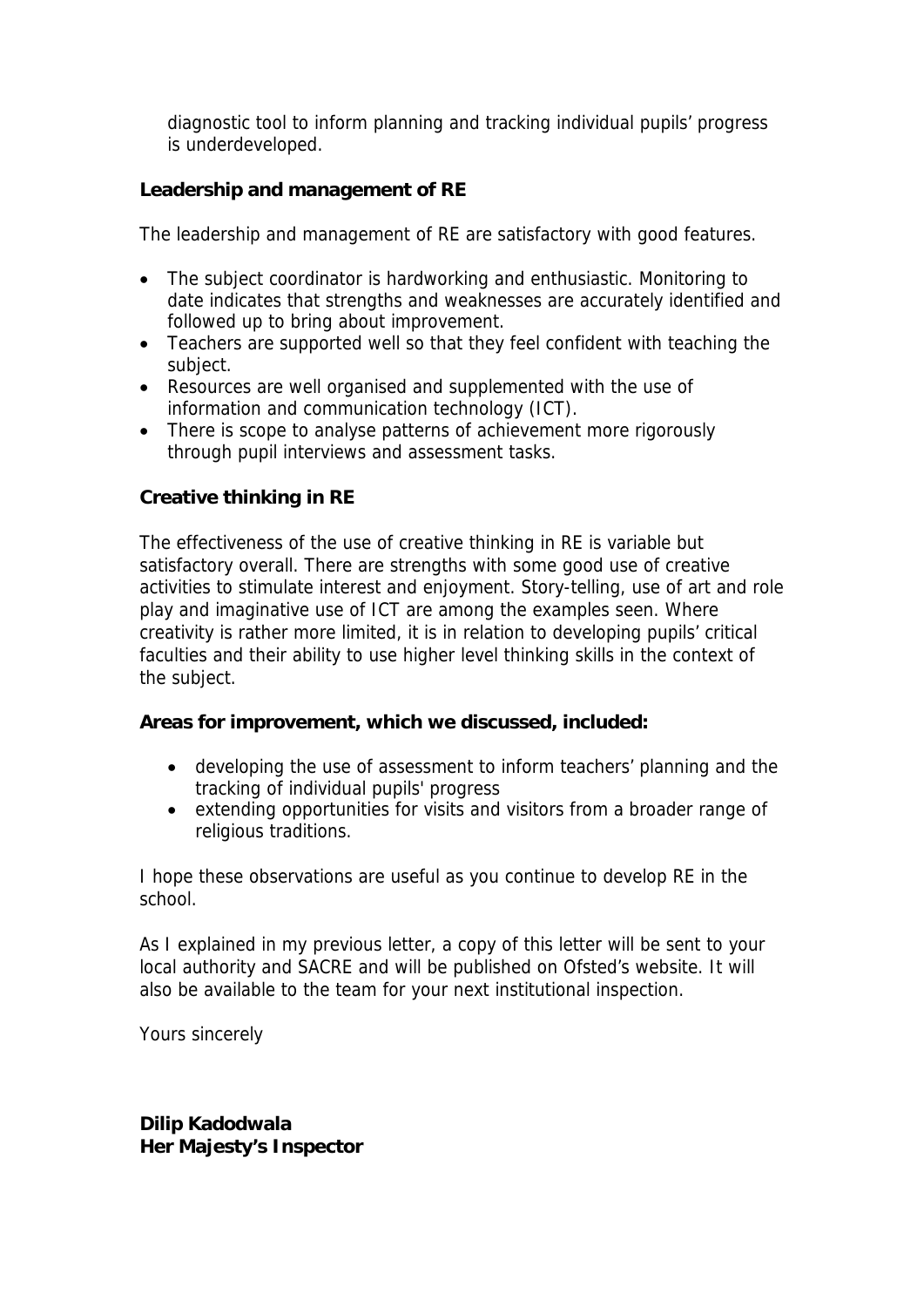diagnostic tool to inform planning and tracking individual pupils' progress is underdeveloped.

**Leadership and management of RE**

The leadership and management of RE are satisfactory with good features.

- The subject coordinator is hardworking and enthusiastic. Monitoring to date indicates that strengths and weaknesses are accurately identified and followed up to bring about improvement.
- Teachers are supported well so that they feel confident with teaching the subject.
- Resources are well organised and supplemented with the use of information and communication technology (ICT).
- There is scope to analyse patterns of achievement more rigorously through pupil interviews and assessment tasks.

**Creative thinking in RE**

The effectiveness of the use of creative thinking in RE is variable but satisfactory overall. There are strengths with some good use of creative activities to stimulate interest and enjoyment. Story-telling, use of art and role play and imaginative use of ICT are among the examples seen. Where creativity is rather more limited, it is in relation to developing pupils' critical faculties and their ability to use higher level thinking skills in the context of the subject.

**Areas for improvement, which we discussed, included:**

- developing the use of assessment to inform teachers' planning and the tracking of individual pupils' progress
- extending opportunities for visits and visitors from a broader range of religious traditions.

I hope these observations are useful as you continue to develop RE in the school.

As I explained in my previous letter, a copy of this letter will be sent to your local authority and SACRE and will be published on Ofsted's website. It will also be available to the team for your next institutional inspection.

Yours sincerely

**Dilip Kadodwala**
**Her Majesty's Inspector**